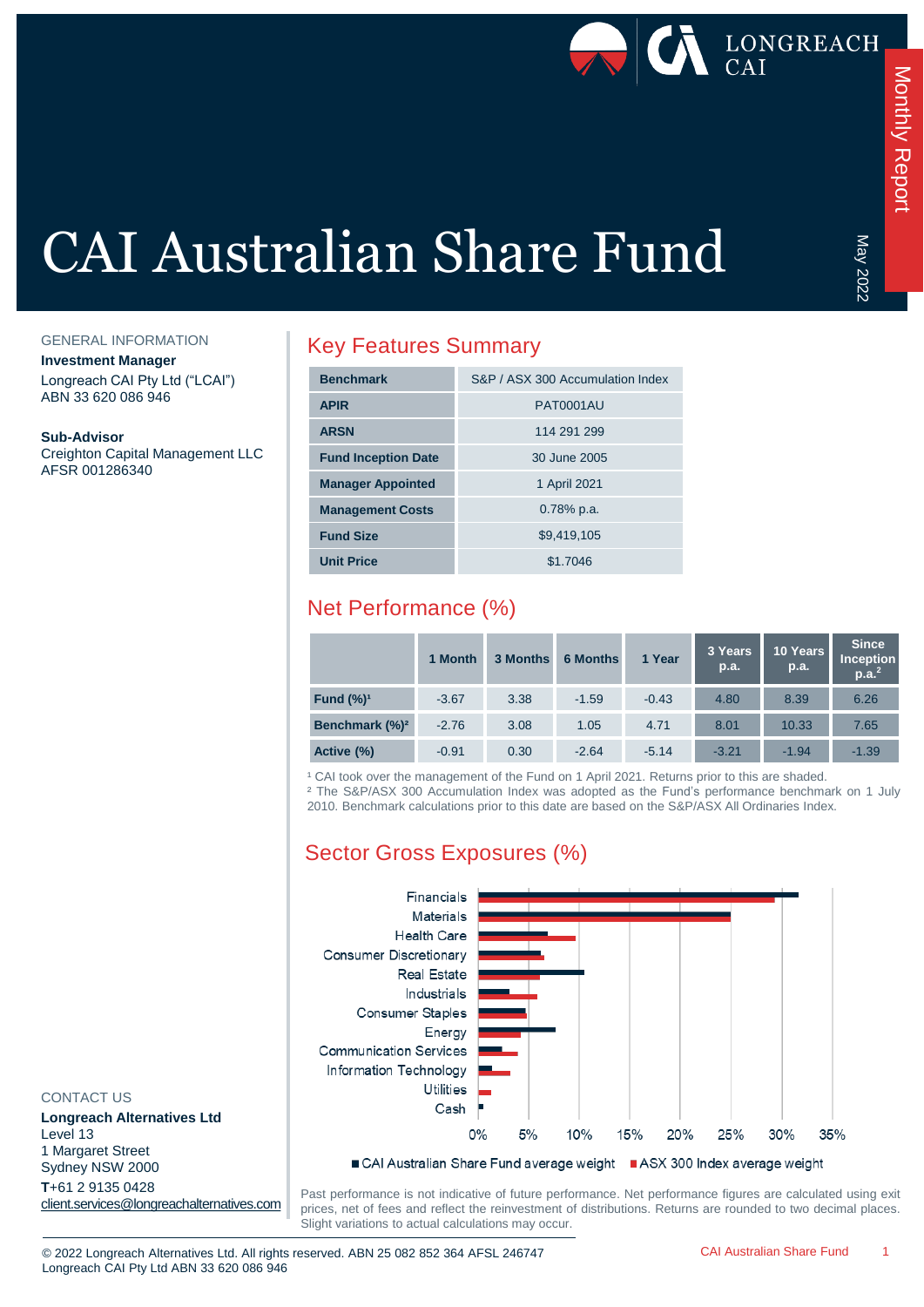# CAI Australian Share Fund

Monthly Report

May 2022

## GENERAL INFORMATION

**Investment Manager**
Longreach CAI Pty Ltd ("LCAI")
ABN 33 620 086 946

**Sub-Advisor**
Creighton Capital Management LLC
AFSR 001286340

## Key Features Summary

| | |
|---|---|
| **Benchmark** | S&P / ASX 300 Accumulation Index |
| **APIR** | PAT0001AU |
| **ARSN** | 114 291 299 |
| **Fund Inception Date** | 30 June 2005 |
| **Manager Appointed** | 1 April 2021 |
| **Management Costs** | 0.78% p.a. |
| **Fund Size** | $9,419,105 |
| **Unit Price** | $1.7046 |

## Net Performance (%)

| | 1 Month | 3 Months | 6 Months | 1 Year | 3 Years p.a. | 10 Years p.a. | Since Inception p.a.[2] |
|---|---|---|---|---|---|---|---|
| **Fund (%)[1]** | -3.67 | 3.38 | -1.59 | -0.43 | 4.80 | 8.39 | 6.26 |
| **Benchmark (%)[2]** | -2.76 | 3.08 | 1.05 | 4.71 | 8.01 | 10.33 | 7.65 |
| **Active (%)** | -0.91 | 0.30 | -2.64 | -5.14 | -3.21 | -1.94 | -1.39 |

[1] CAI took over the management of the Fund on 1 April 2021. Returns prior to this are shaded.
[2] The S&P/ASX 300 Accumulation Index was adopted as the Fund's performance benchmark on 1 July 2010. Benchmark calculations prior to this date are based on the S&P/ASX All Ordinaries Index.

## Sector Gross Exposures (%)

Sectors: Financials, Materials, Health Care, Consumer Discretionary, Real Estate, Industrials, Consumer Staples, Energy, Communication Services, Information Technology, Utilities, Cash

Axis: 0%, 5%, 10%, 15%, 20%, 25%, 30%, 35%

■ CAI Australian Share Fund average weight ■ ASX 300 Index average weight

Past performance is not indicative of future performance. Net performance figures are calculated using exit prices, net of fees and reflect the reinvestment of distributions. Returns are rounded to two decimal places. Slight variations to actual calculations may occur.

## CONTACT US

**Longreach Alternatives Ltd**
Level 13
1 Margaret Street
Sydney NSW 2000
**T**+61 2 9135 0428
client.services@longreachalternatives.com

© 2022 Longreach Alternatives Ltd. All rights reserved. ABN 25 082 852 364 AFSL 246747
Longreach CAI Pty Ltd ABN 33 620 086 946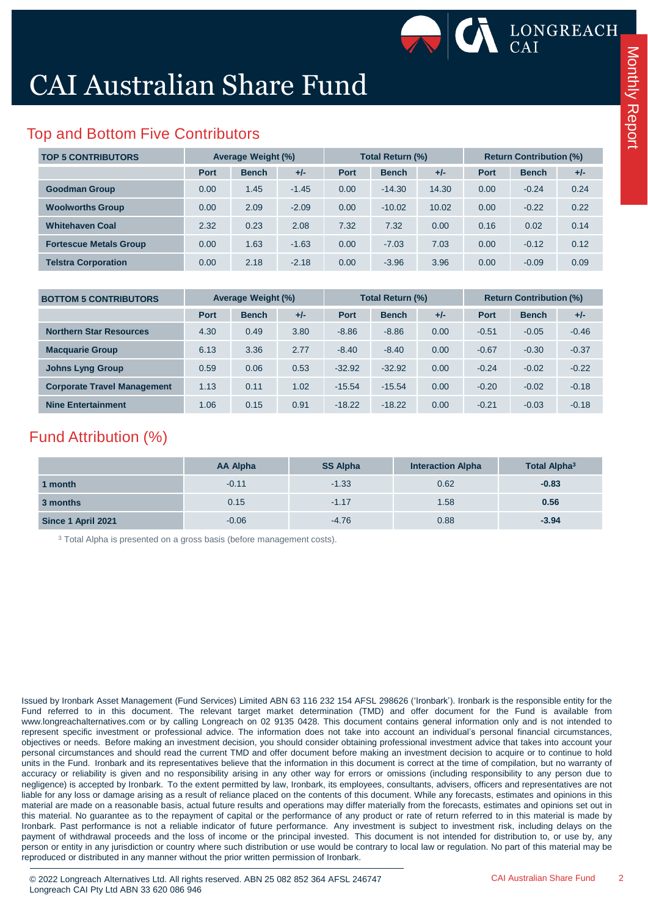# CAI Australian Share Fund

## Top and Bottom Five Contributors

| TOP 5 CONTRIBUTORS | Average Weight (%) | | | Total Return (%) | | | Return Contribution (%) | | |
|---|---|---|---|---|---|---|---|---|---|
| | Port | Bench | +/- | Port | Bench | +/- | Port | Bench | +/- |
| Goodman Group | 0.00 | 1.45 | -1.45 | 0.00 | -14.30 | 14.30 | 0.00 | -0.24 | 0.24 |
| Woolworths Group | 0.00 | 2.09 | -2.09 | 0.00 | -10.02 | 10.02 | 0.00 | -0.22 | 0.22 |
| Whitehaven Coal | 2.32 | 0.23 | 2.08 | 7.32 | 7.32 | 0.00 | 0.16 | 0.02 | 0.14 |
| Fortescue Metals Group | 0.00 | 1.63 | -1.63 | 0.00 | -7.03 | 7.03 | 0.00 | -0.12 | 0.12 |
| Telstra Corporation | 0.00 | 2.18 | -2.18 | 0.00 | -3.96 | 3.96 | 0.00 | -0.09 | 0.09 |

| BOTTOM 5 CONTRIBUTORS | Average Weight (%) | | | Total Return (%) | | | Return Contribution (%) | | |
|---|---|---|---|---|---|---|---|---|---|
| | Port | Bench | +/- | Port | Bench | +/- | Port | Bench | +/- |
| Northern Star Resources | 4.30 | 0.49 | 3.80 | -8.86 | -8.86 | 0.00 | -0.51 | -0.05 | -0.46 |
| Macquarie Group | 6.13 | 3.36 | 2.77 | -8.40 | -8.40 | 0.00 | -0.67 | -0.30 | -0.37 |
| Johns Lyng Group | 0.59 | 0.06 | 0.53 | -32.92 | -32.92 | 0.00 | -0.24 | -0.02 | -0.22 |
| Corporate Travel Management | 1.13 | 0.11 | 1.02 | -15.54 | -15.54 | 0.00 | -0.20 | -0.02 | -0.18 |
| Nine Entertainment | 1.06 | 0.15 | 0.91 | -18.22 | -18.22 | 0.00 | -0.21 | -0.03 | -0.18 |

## Fund Attribution (%)

| | AA Alpha | SS Alpha | Interaction Alpha | Total Alpha[3] |
|---|---|---|---|---|
| 1 month | -0.11 | -1.33 | 0.62 | **-0.83** |
| 3 months | 0.15 | -1.17 | 1.58 | **0.56** |
| Since 1 April 2021 | -0.06 | -4.76 | 0.88 | **-3.94** |

[3] Total Alpha is presented on a gross basis (before management costs).

Issued by Ironbark Asset Management (Fund Services) Limited ABN 63 116 232 154 AFSL 298626 ('Ironbark'). Ironbark is the responsible entity for the Fund referred to in this document. The relevant target market determination (TMD) and offer document for the Fund is available from www.longreachalternatives.com or by calling Longreach on 02 9135 0428. This document contains general information only and is not intended to represent specific investment or professional advice. The information does not take into account an individual's personal financial circumstances, objectives or needs. Before making an investment decision, you should consider obtaining professional investment advice that takes into account your personal circumstances and should read the current TMD and offer document before making an investment decision to acquire or to continue to hold units in the Fund. Ironbark and its representatives believe that the information in this document is correct at the time of compilation, but no warranty of accuracy or reliability is given and no responsibility arising in any other way for errors or omissions (including responsibility to any person due to negligence) is accepted by Ironbark. To the extent permitted by law, Ironbark, its employees, consultants, advisers, officers and representatives are not liable for any loss or damage arising as a result of reliance placed on the contents of this document. While any forecasts, estimates and opinions in this material are made on a reasonable basis, actual future results and operations may differ materially from the forecasts, estimates and opinions set out in this material. No guarantee as to the repayment of capital or the performance of any product or rate of return referred to in this material is made by Ironbark. Past performance is not a reliable indicator of future performance. Any investment is subject to investment risk, including delays on the payment of withdrawal proceeds and the loss of income or the principal invested. This document is not intended for distribution to, or use by, any person or entity in any jurisdiction or country where such distribution or use would be contrary to local law or regulation. No part of this material may be reproduced or distributed in any manner without the prior written permission of Ironbark.

© 2022 Longreach Alternatives Ltd. All rights reserved. ABN 25 082 852 364 AFSL 246747
Longreach CAI Pty Ltd ABN 33 620 086 946